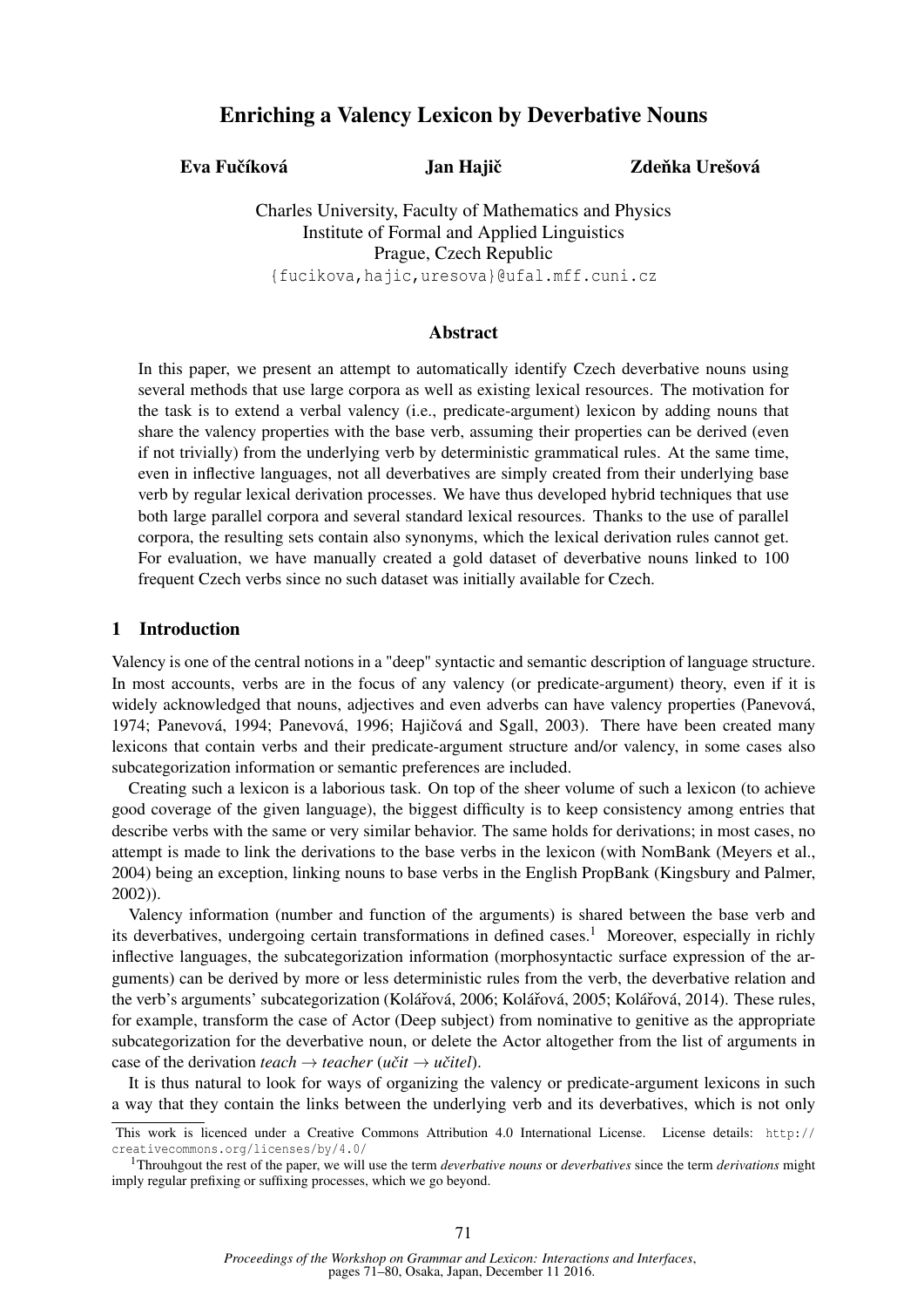# Enriching a Valency Lexicon by Deverbative Nouns

**Eva Fučíková** **Jan Hajič** **Zdeňka Urešová**

Charles University, Faculty of Mathematics and Physics
Institute of Formal and Applied Linguistics
Prague, Czech Republic
{fucikova,hajic,uresova}@ufal.mff.cuni.cz

## Abstract

In this paper, we present an attempt to automatically identify Czech deverbative nouns using several methods that use large corpora as well as existing lexical resources. The motivation for the task is to extend a verbal valency (i.e., predicate-argument) lexicon by adding nouns that share the valency properties with the base verb, assuming their properties can be derived (even if not trivially) from the underlying verb by deterministic grammatical rules. At the same time, even in inflective languages, not all deverbatives are simply created from their underlying base verb by regular lexical derivation processes. We have thus developed hybrid techniques that use both large parallel corpora and several standard lexical resources. Thanks to the use of parallel corpora, the resulting sets contain also synonyms, which the lexical derivation rules cannot get. For evaluation, we have manually created a gold dataset of deverbative nouns linked to 100 frequent Czech verbs since no such dataset was initially available for Czech.

## 1 Introduction

Valency is one of the central notions in a "deep" syntactic and semantic description of language structure. In most accounts, verbs are in the focus of any valency (or predicate-argument) theory, even if it is widely acknowledged that nouns, adjectives and even adverbs can have valency properties (Panevová, 1974; Panevová, 1994; Panevová, 1996; Hajičová and Sgall, 2003). There have been created many lexicons that contain verbs and their predicate-argument structure and/or valency, in some cases also subcategorization information or semantic preferences are included.

Creating such a lexicon is a laborious task. On top of the sheer volume of such a lexicon (to achieve good coverage of the given language), the biggest difficulty is to keep consistency among entries that describe verbs with the same or very similar behavior. The same holds for derivations; in most cases, no attempt is made to link the derivations to the base verbs in the lexicon (with NomBank (Meyers et al., 2004) being an exception, linking nouns to base verbs in the English PropBank (Kingsbury and Palmer, 2002)).

Valency information (number and function of the arguments) is shared between the base verb and its deverbatives, undergoing certain transformations in defined cases.[1] Moreover, especially in richly inflective languages, the subcategorization information (morphosyntactic surface expression of the arguments) can be derived by more or less deterministic rules from the verb, the deverbative relation and the verb's arguments' subcategorization (Kolářová, 2006; Kolářová, 2005; Kolářová, 2014). These rules, for example, transform the case of Actor (Deep subject) from nominative to genitive as the appropriate subcategorization for the deverbative noun, or delete the Actor altogether from the list of arguments in case of the derivation *teach* → *teacher* (*učit* → *učitel*).

It is thus natural to look for ways of organizing the valency or predicate-argument lexicons in such a way that they contain the links between the underlying verb and its deverbatives, which is not only

This work is licenced under a Creative Commons Attribution 4.0 International License. License details: http://creativecommons.org/licenses/by/4.0/

[1]Throuhgout the rest of the paper, we will use the term *deverbative nouns* or *deverbatives* since the term *derivations* might imply regular prefixing or suffixing processes, which we go beyond.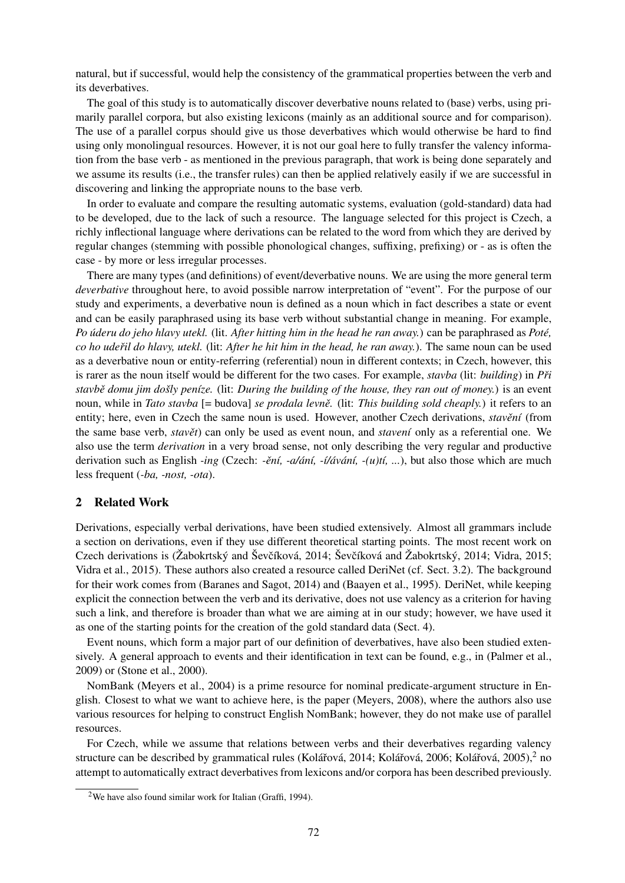natural, but if successful, would help the consistency of the grammatical properties between the verb and its deverbatives.

The goal of this study is to automatically discover deverbative nouns related to (base) verbs, using primarily parallel corpora, but also existing lexicons (mainly as an additional source and for comparison). The use of a parallel corpus should give us those deverbatives which would otherwise be hard to find using only monolingual resources. However, it is not our goal here to fully transfer the valency information from the base verb - as mentioned in the previous paragraph, that work is being done separately and we assume its results (i.e., the transfer rules) can then be applied relatively easily if we are successful in discovering and linking the appropriate nouns to the base verb.

In order to evaluate and compare the resulting automatic systems, evaluation (gold-standard) data had to be developed, due to the lack of such a resource. The language selected for this project is Czech, a richly inflectional language where derivations can be related to the word from which they are derived by regular changes (stemming with possible phonological changes, suffixing, prefixing) or - as is often the case - by more or less irregular processes.

There are many types (and definitions) of event/deverbative nouns. We are using the more general term *deverbative* throughout here, to avoid possible narrow interpretation of "event". For the purpose of our study and experiments, a deverbative noun is defined as a noun which in fact describes a state or event and can be easily paraphrased using its base verb without substantial change in meaning. For example, *Po úderu do jeho hlavy utekl.* (lit. *After hitting him in the head he ran away.*) can be paraphrased as *Poté, co ho udeřil do hlavy, utekl.* (lit: *After he hit him in the head, he ran away.*). The same noun can be used as a deverbative noun or entity-referring (referential) noun in different contexts; in Czech, however, this is rarer as the noun itself would be different for the two cases. For example, *stavba* (lit: *building*) in *Při stavbě domu jim došly peníze.* (lit: *During the building of the house, they ran out of money.*) is an event noun, while in *Tato stavba* [= budova] *se prodala levně.* (lit: *This building sold cheaply.*) it refers to an entity; here, even in Czech the same noun is used. However, another Czech derivations, *stavění* (from the same base verb, *stavět*) can only be used as event noun, and *stavení* only as a referential one. We also use the term *derivation* in a very broad sense, not only describing the very regular and productive derivation such as English *-ing* (Czech: *-ění, -a/ání, -í/ávání, -(u)tí, ...*), but also those which are much less frequent (*-ba, -nost, -ota*).

## 2 Related Work

Derivations, especially verbal derivations, have been studied extensively. Almost all grammars include a section on derivations, even if they use different theoretical starting points. The most recent work on Czech derivations is (Žabokrtský and Ševčíková, 2014; Ševčíková and Žabokrtský, 2014; Vidra, 2015; Vidra et al., 2015). These authors also created a resource called DeriNet (cf. Sect. 3.2). The background for their work comes from (Baranes and Sagot, 2014) and (Baayen et al., 1995). DeriNet, while keeping explicit the connection between the verb and its derivative, does not use valency as a criterion for having such a link, and therefore is broader than what we are aiming at in our study; however, we have used it as one of the starting points for the creation of the gold standard data (Sect. 4).

Event nouns, which form a major part of our definition of deverbatives, have also been studied extensively. A general approach to events and their identification in text can be found, e.g., in (Palmer et al., 2009) or (Stone et al., 2000).

NomBank (Meyers et al., 2004) is a prime resource for nominal predicate-argument structure in English. Closest to what we want to achieve here, is the paper (Meyers, 2008), where the authors also use various resources for helping to construct English NomBank; however, they do not make use of parallel resources.

For Czech, while we assume that relations between verbs and their deverbatives regarding valency structure can be described by grammatical rules (Kolářová, 2014; Kolářová, 2006; Kolářová, 2005),[2] no attempt to automatically extract deverbatives from lexicons and/or corpora has been described previously.

[2] We have also found similar work for Italian (Graffi, 1994).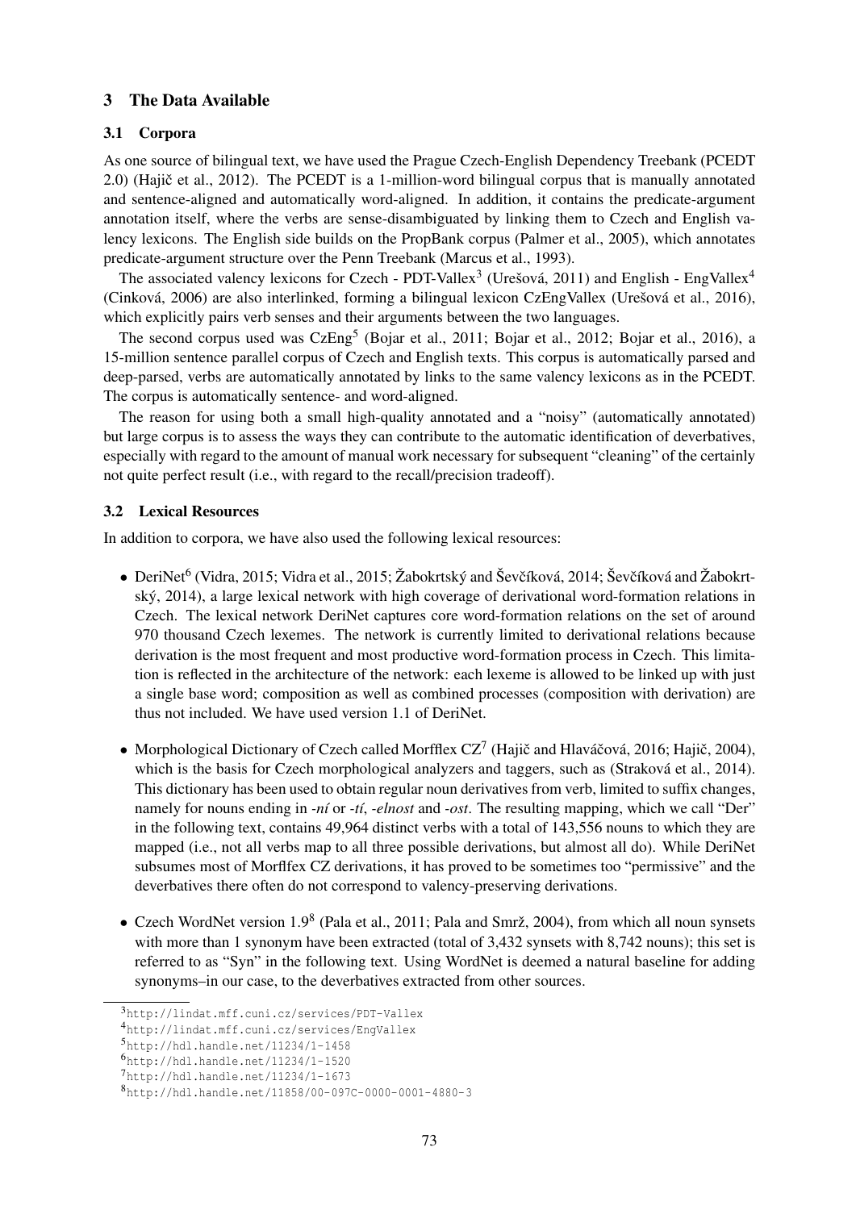## 3 The Data Available

### 3.1 Corpora

As one source of bilingual text, we have used the Prague Czech-English Dependency Treebank (PCEDT 2.0) (Hajič et al., 2012). The PCEDT is a 1-million-word bilingual corpus that is manually annotated and sentence-aligned and automatically word-aligned. In addition, it contains the predicate-argument annotation itself, where the verbs are sense-disambiguated by linking them to Czech and English valency lexicons. The English side builds on the PropBank corpus (Palmer et al., 2005), which annotates predicate-argument structure over the Penn Treebank (Marcus et al., 1993).

The associated valency lexicons for Czech - PDT-Vallex[3] (Urešová, 2011) and English - EngVallex[4] (Cinková, 2006) are also interlinked, forming a bilingual lexicon CzEngVallex (Urešová et al., 2016), which explicitly pairs verb senses and their arguments between the two languages.

The second corpus used was CzEng[5] (Bojar et al., 2011; Bojar et al., 2012; Bojar et al., 2016), a 15-million sentence parallel corpus of Czech and English texts. This corpus is automatically parsed and deep-parsed, verbs are automatically annotated by links to the same valency lexicons as in the PCEDT. The corpus is automatically sentence- and word-aligned.

The reason for using both a small high-quality annotated and a "noisy" (automatically annotated) but large corpus is to assess the ways they can contribute to the automatic identification of deverbatives, especially with regard to the amount of manual work necessary for subsequent "cleaning" of the certainly not quite perfect result (i.e., with regard to the recall/precision tradeoff).

### 3.2 Lexical Resources

In addition to corpora, we have also used the following lexical resources:

- DeriNet[6] (Vidra, 2015; Vidra et al., 2015; Žabokrtský and Ševčíková, 2014; Ševčíková and Žabokrtský, 2014), a large lexical network with high coverage of derivational word-formation relations in Czech. The lexical network DeriNet captures core word-formation relations on the set of around 970 thousand Czech lexemes. The network is currently limited to derivational relations because derivation is the most frequent and most productive word-formation process in Czech. This limitation is reflected in the architecture of the network: each lexeme is allowed to be linked up with just a single base word; composition as well as combined processes (composition with derivation) are thus not included. We have used version 1.1 of DeriNet.

- Morphological Dictionary of Czech called Morfflex CZ[7] (Hajič and Hlaváčová, 2016; Hajič, 2004), which is the basis for Czech morphological analyzers and taggers, such as (Straková et al., 2014). This dictionary has been used to obtain regular noun derivatives from verb, limited to suffix changes, namely for nouns ending in *-ní* or *-tí*, *-elnost* and *-ost*. The resulting mapping, which we call "Der" in the following text, contains 49,964 distinct verbs with a total of 143,556 nouns to which they are mapped (i.e., not all verbs map to all three possible derivations, but almost all do). While DeriNet subsumes most of Morflfex CZ derivations, it has proved to be sometimes too "permissive" and the deverbatives there often do not correspond to valency-preserving derivations.

- Czech WordNet version 1.9[8] (Pala et al., 2011; Pala and Smrž, 2004), from which all noun synsets with more than 1 synonym have been extracted (total of 3,432 synsets with 8,742 nouns); this set is referred to as "Syn" in the following text. Using WordNet is deemed a natural baseline for adding synonyms–in our case, to the deverbatives extracted from other sources.

---

[3] http://lindat.mff.cuni.cz/services/PDT-Vallex

[4] http://lindat.mff.cuni.cz/services/EngVallex

[5] http://hdl.handle.net/11234/1-1458

[6] http://hdl.handle.net/11234/1-1520

[7] http://hdl.handle.net/11234/1-1673

[8] http://hdl.handle.net/11858/00-097C-0000-0001-4880-3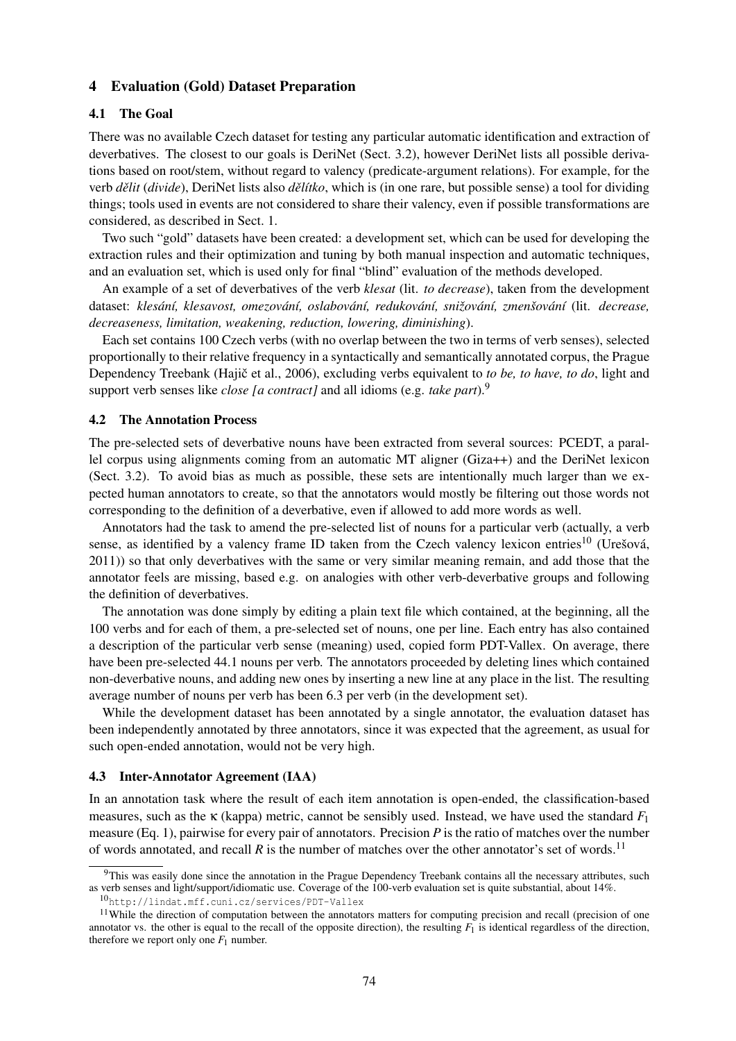## 4 Evaluation (Gold) Dataset Preparation

### 4.1 The Goal

There was no available Czech dataset for testing any particular automatic identification and extraction of deverbatives. The closest to our goals is DeriNet (Sect. 3.2), however DeriNet lists all possible derivations based on root/stem, without regard to valency (predicate-argument relations). For example, for the verb *dělit* (*divide*), DeriNet lists also *dělítko*, which is (in one rare, but possible sense) a tool for dividing things; tools used in events are not considered to share their valency, even if possible transformations are considered, as described in Sect. 1.

Two such "gold" datasets have been created: a development set, which can be used for developing the extraction rules and their optimization and tuning by both manual inspection and automatic techniques, and an evaluation set, which is used only for final "blind" evaluation of the methods developed.

An example of a set of deverbatives of the verb *klesat* (lit. *to decrease*), taken from the development dataset: *klesání, klesavost, omezování, oslabování, redukování, snižování, zmenšování* (lit. *decrease, decreaseness, limitation, weakening, reduction, lowering, diminishing*).

Each set contains 100 Czech verbs (with no overlap between the two in terms of verb senses), selected proportionally to their relative frequency in a syntactically and semantically annotated corpus, the Prague Dependency Treebank (Hajič et al., 2006), excluding verbs equivalent to *to be, to have, to do*, light and support verb senses like *close [a contract]* and all idioms (e.g. *take part*).[9]

### 4.2 The Annotation Process

The pre-selected sets of deverbative nouns have been extracted from several sources: PCEDT, a parallel corpus using alignments coming from an automatic MT aligner (Giza++) and the DeriNet lexicon (Sect. 3.2). To avoid bias as much as possible, these sets are intentionally much larger than we expected human annotators to create, so that the annotators would mostly be filtering out those words not corresponding to the definition of a deverbative, even if allowed to add more words as well.

Annotators had the task to amend the pre-selected list of nouns for a particular verb (actually, a verb sense, as identified by a valency frame ID taken from the Czech valency lexicon entries[10] (Urešová, 2011)) so that only deverbatives with the same or very similar meaning remain, and add those that the annotator feels are missing, based e.g. on analogies with other verb-deverbative groups and following the definition of deverbatives.

The annotation was done simply by editing a plain text file which contained, at the beginning, all the 100 verbs and for each of them, a pre-selected set of nouns, one per line. Each entry has also contained a description of the particular verb sense (meaning) used, copied form PDT-Vallex. On average, there have been pre-selected 44.1 nouns per verb. The annotators proceeded by deleting lines which contained non-deverbative nouns, and adding new ones by inserting a new line at any place in the list. The resulting average number of nouns per verb has been 6.3 per verb (in the development set).

While the development dataset has been annotated by a single annotator, the evaluation dataset has been independently annotated by three annotators, since it was expected that the agreement, as usual for such open-ended annotation, would not be very high.

### 4.3 Inter-Annotator Agreement (IAA)

In an annotation task where the result of each item annotation is open-ended, the classification-based measures, such as the $\kappa$ (kappa) metric, cannot be sensibly used. Instead, we have used the standard $F_1$ measure (Eq. 1), pairwise for every pair of annotators. Precision $P$ is the ratio of matches over the number of words annotated, and recall $R$ is the number of matches over the other annotator's set of words.[11]

---

[9] This was easily done since the annotation in the Prague Dependency Treebank contains all the necessary attributes, such as verb senses and light/support/idiomatic use. Coverage of the 100-verb evaluation set is quite substantial, about 14%.

[10] http://lindat.mff.cuni.cz/services/PDT-Vallex

[11] While the direction of computation between the annotators matters for computing precision and recall (precision of one annotator vs. the other is equal to the recall of the opposite direction), the resulting $F_1$ is identical regardless of the direction, therefore we report only one $F_1$ number.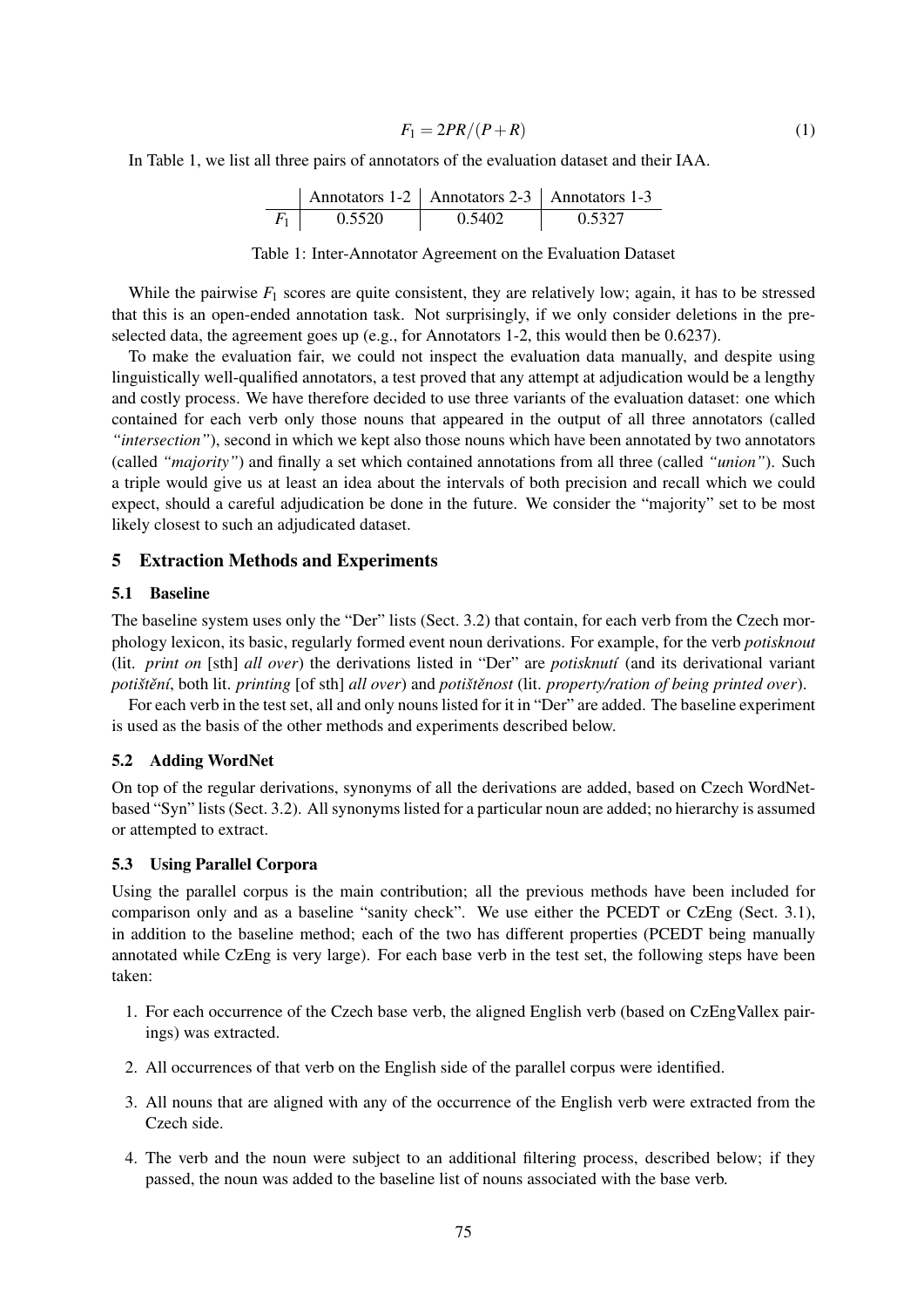$$F_1 = 2PR/(P+R) \tag{1}$$

In Table 1, we list all three pairs of annotators of the evaluation dataset and their IAA.

| | Annotators 1-2 | Annotators 2-3 | Annotators 1-3 |
|---|---|---|---|
| $F_1$ | 0.5520 | 0.5402 | 0.5327 |

Table 1: Inter-Annotator Agreement on the Evaluation Dataset

While the pairwise $F_1$ scores are quite consistent, they are relatively low; again, it has to be stressed that this is an open-ended annotation task. Not surprisingly, if we only consider deletions in the preselected data, the agreement goes up (e.g., for Annotators 1-2, this would then be 0.6237).

To make the evaluation fair, we could not inspect the evaluation data manually, and despite using linguistically well-qualified annotators, a test proved that any attempt at adjudication would be a lengthy and costly process. We have therefore decided to use three variants of the evaluation dataset: one which contained for each verb only those nouns that appeared in the output of all three annotators (called *"intersection"*), second in which we kept also those nouns which have been annotated by two annotators (called *"majority"*) and finally a set which contained annotations from all three (called *"union"*). Such a triple would give us at least an idea about the intervals of both precision and recall which we could expect, should a careful adjudication be done in the future. We consider the "majority" set to be most likely closest to such an adjudicated dataset.

## 5 Extraction Methods and Experiments

### 5.1 Baseline

The baseline system uses only the "Der" lists (Sect. 3.2) that contain, for each verb from the Czech morphology lexicon, its basic, regularly formed event noun derivations. For example, for the verb *potisknout* (lit. *print on* [sth] *all over*) the derivations listed in "Der" are *potisknutí* (and its derivational variant *potištění*, both lit. *printing* [of sth] *all over*) and *potištěnost* (lit. *property/ration of being printed over*).

For each verb in the test set, all and only nouns listed for it in "Der" are added. The baseline experiment is used as the basis of the other methods and experiments described below.

### 5.2 Adding WordNet

On top of the regular derivations, synonyms of all the derivations are added, based on Czech WordNet-based "Syn" lists (Sect. 3.2). All synonyms listed for a particular noun are added; no hierarchy is assumed or attempted to extract.

### 5.3 Using Parallel Corpora

Using the parallel corpus is the main contribution; all the previous methods have been included for comparison only and as a baseline "sanity check". We use either the PCEDT or CzEng (Sect. 3.1), in addition to the baseline method; each of the two has different properties (PCEDT being manually annotated while CzEng is very large). For each base verb in the test set, the following steps have been taken:

1. For each occurrence of the Czech base verb, the aligned English verb (based on CzEngVallex pairings) was extracted.
2. All occurrences of that verb on the English side of the parallel corpus were identified.
3. All nouns that are aligned with any of the occurrence of the English verb were extracted from the Czech side.
4. The verb and the noun were subject to an additional filtering process, described below; if they passed, the noun was added to the baseline list of nouns associated with the base verb.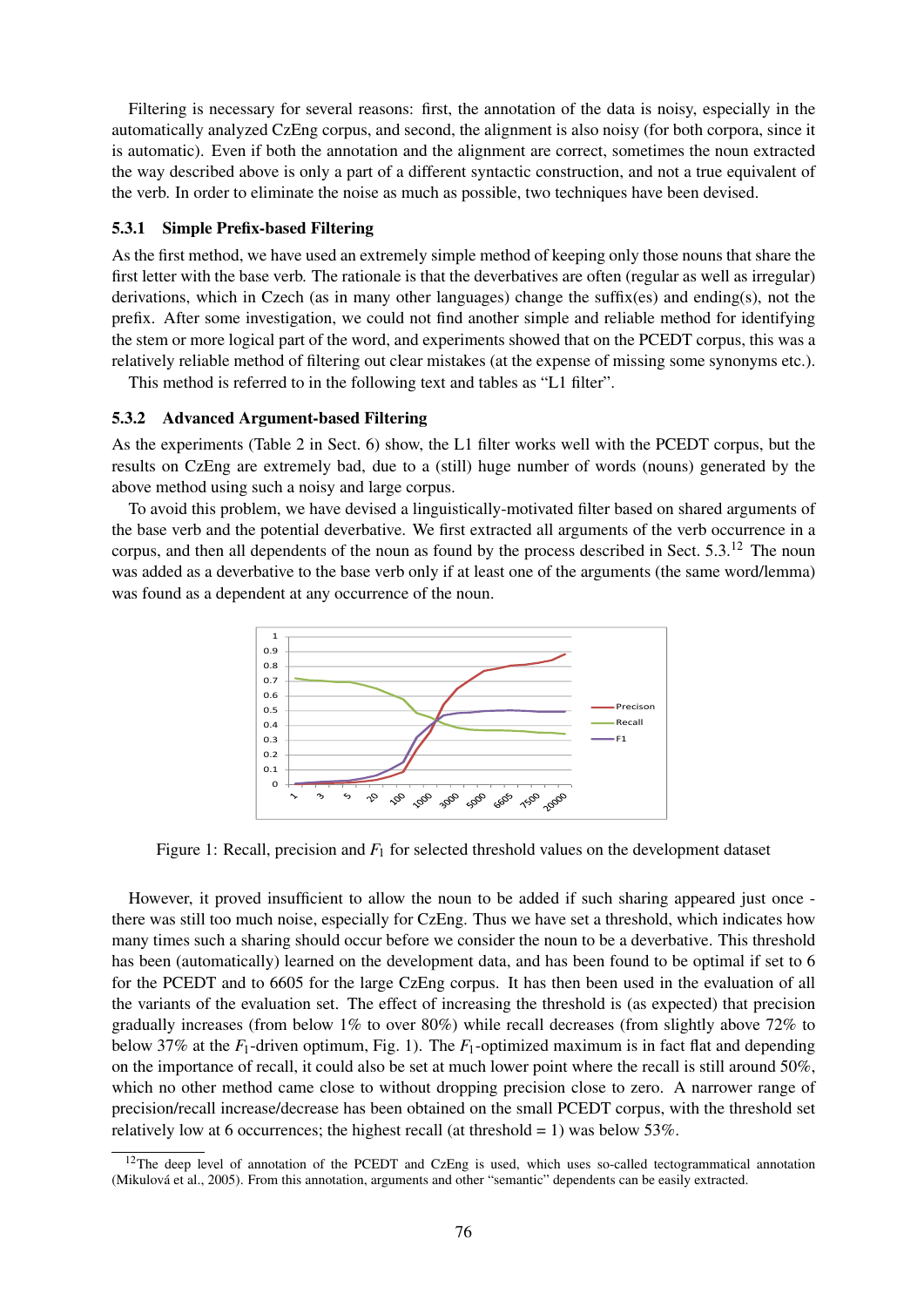Filtering is necessary for several reasons: first, the annotation of the data is noisy, especially in the automatically analyzed CzEng corpus, and second, the alignment is also noisy (for both corpora, since it is automatic). Even if both the annotation and the alignment are correct, sometimes the noun extracted the way described above is only a part of a different syntactic construction, and not a true equivalent of the verb. In order to eliminate the noise as much as possible, two techniques have been devised.

### 5.3.1 Simple Prefix-based Filtering

As the first method, we have used an extremely simple method of keeping only those nouns that share the first letter with the base verb. The rationale is that the deverbatives are often (regular as well as irregular) derivations, which in Czech (as in many other languages) change the suffix(es) and ending(s), not the prefix. After some investigation, we could not find another simple and reliable method for identifying the stem or more logical part of the word, and experiments showed that on the PCEDT corpus, this was a relatively reliable method of filtering out clear mistakes (at the expense of missing some synonyms etc.).

This method is referred to in the following text and tables as "L1 filter".

### 5.3.2 Advanced Argument-based Filtering

As the experiments (Table 2 in Sect. 6) show, the L1 filter works well with the PCEDT corpus, but the results on CzEng are extremely bad, due to a (still) huge number of words (nouns) generated by the above method using such a noisy and large corpus.

To avoid this problem, we have devised a linguistically-motivated filter based on shared arguments of the base verb and the potential deverbative. We first extracted all arguments of the verb occurrence in a corpus, and then all dependents of the noun as found by the process described in Sect. 5.3.[12] The noun was added as a deverbative to the base verb only if at least one of the arguments (the same word/lemma) was found as a dependent at any occurrence of the noun.

Figure 1: Recall, precision and $F_1$ for selected threshold values on the development dataset

However, it proved insufficient to allow the noun to be added if such sharing appeared just once - there was still too much noise, especially for CzEng. Thus we have set a threshold, which indicates how many times such a sharing should occur before we consider the noun to be a deverbative. This threshold has been (automatically) learned on the development data, and has been found to be optimal if set to 6 for the PCEDT and to 6605 for the large CzEng corpus. It has then been used in the evaluation of all the variants of the evaluation set. The effect of increasing the threshold is (as expected) that precision gradually increases (from below 1% to over 80%) while recall decreases (from slightly above 72% to below 37% at the $F_1$-driven optimum, Fig. 1). The $F_1$-optimized maximum is in fact flat and depending on the importance of recall, it could also be set at much lower point where the recall is still around 50%, which no other method came close to without dropping precision close to zero. A narrower range of precision/recall increase/decrease has been obtained on the small PCEDT corpus, with the threshold set relatively low at 6 occurrences; the highest recall (at threshold = 1) was below 53%.

[12] The deep level of annotation of the PCEDT and CzEng is used, which uses so-called tectogrammatical annotation (Mikulová et al., 2005). From this annotation, arguments and other "semantic" dependents can be easily extracted.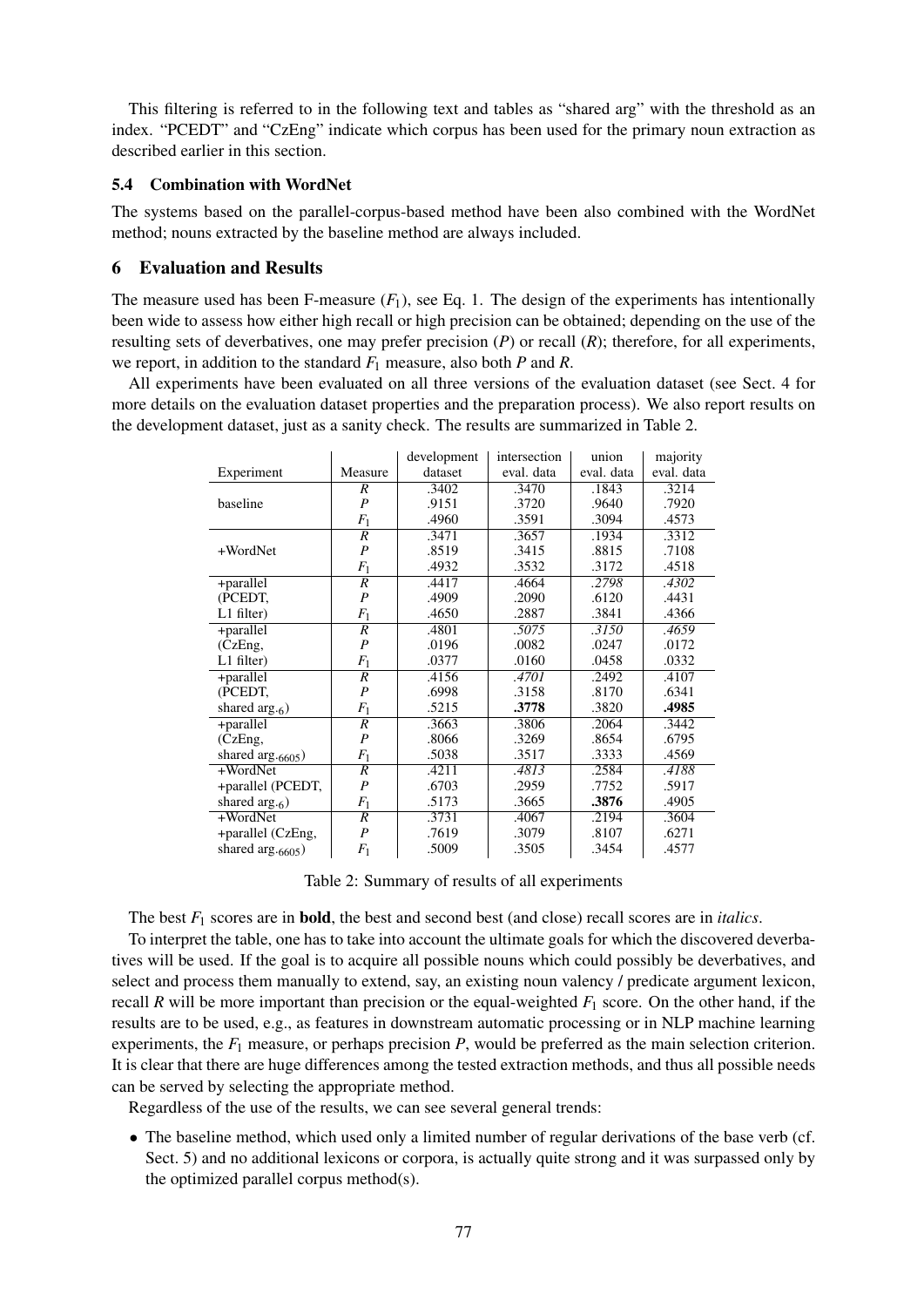This filtering is referred to in the following text and tables as "shared arg" with the threshold as an index. "PCEDT" and "CzEng" indicate which corpus has been used for the primary noun extraction as described earlier in this section.

### 5.4 Combination with WordNet

The systems based on the parallel-corpus-based method have been also combined with the WordNet method; nouns extracted by the baseline method are always included.

## 6 Evaluation and Results

The measure used has been F-measure ($F_1$), see Eq. 1. The design of the experiments has intentionally been wide to assess how either high recall or high precision can be obtained; depending on the use of the resulting sets of deverbatives, one may prefer precision ($P$) or recall ($R$); therefore, for all experiments, we report, in addition to the standard $F_1$ measure, also both $P$ and $R$.

All experiments have been evaluated on all three versions of the evaluation dataset (see Sect. 4 for more details on the evaluation dataset properties and the preparation process). We also report results on the development dataset, just as a sanity check. The results are summarized in Table 2.

| Experiment | Measure | development dataset | intersection eval. data | union eval. data | majority eval. data |
|---|---|---|---|---|---|
| | $R$ | .3402 | .3470 | .1843 | .3214 |
| baseline | $P$ | .9151 | .3720 | .9640 | .7920 |
| | $F_1$ | .4960 | .3591 | .3094 | .4573 |
| | $R$ | .3471 | .3657 | .1934 | .3312 |
| +WordNet | $P$ | .8519 | .3415 | .8815 | .7108 |
| | $F_1$ | .4932 | .3532 | .3172 | .4518 |
| +parallel | $R$ | .4417 | .4664 | *.2798* | *.4302* |
| (PCEDT, | $P$ | .4909 | .2090 | .6120 | .4431 |
| L1 filter) | $F_1$ | .4650 | .2887 | .3841 | .4366 |
| +parallel | $R$ | .4801 | *.5075* | *.3150* | *.4659* |
| (CzEng, | $P$ | .0196 | .0082 | .0247 | .0172 |
| L1 filter) | $F_1$ | .0377 | .0160 | .0458 | .0332 |
| +parallel | $R$ | .4156 | *.4701* | .2492 | .4107 |
| (PCEDT, | $P$ | .6998 | .3158 | .8170 | .6341 |
| shared arg.$_{.6}$) | $F_1$ | .5215 | **.3778** | .3820 | **.4985** |
| +parallel | $R$ | .3663 | .3806 | .2064 | .3442 |
| (CzEng, | $P$ | .8066 | .3269 | .8654 | .6795 |
| shared arg.$_{.6605}$) | $F_1$ | .5038 | .3517 | .3333 | .4569 |
| +WordNet | $R$ | .4211 | *.4813* | .2584 | *.4188* |
| +parallel (PCEDT, | $P$ | .6703 | .2959 | .7752 | .5917 |
| shared arg.$_{.6}$) | $F_1$ | .5173 | .3665 | **.3876** | .4905 |
| +WordNet | $R$ | .3731 | .4067 | .2194 | .3604 |
| +parallel (CzEng, | $P$ | .7619 | .3079 | .8107 | .6271 |
| shared arg.$_{.6605}$) | $F_1$ | .5009 | .3505 | .3454 | .4577 |

Table 2: Summary of results of all experiments

The best $F_1$ scores are in **bold**, the best and second best (and close) recall scores are in *italics*.

To interpret the table, one has to take into account the ultimate goals for which the discovered deverbatives will be used. If the goal is to acquire all possible nouns which could possibly be deverbatives, and select and process them manually to extend, say, an existing noun valency / predicate argument lexicon, recall $R$ will be more important than precision or the equal-weighted $F_1$ score. On the other hand, if the results are to be used, e.g., as features in downstream automatic processing or in NLP machine learning experiments, the $F_1$ measure, or perhaps precision $P$, would be preferred as the main selection criterion. It is clear that there are huge differences among the tested extraction methods, and thus all possible needs can be served by selecting the appropriate method.

Regardless of the use of the results, we can see several general trends:

- The baseline method, which used only a limited number of regular derivations of the base verb (cf. Sect. 5) and no additional lexicons or corpora, is actually quite strong and it was surpassed only by the optimized parallel corpus method(s).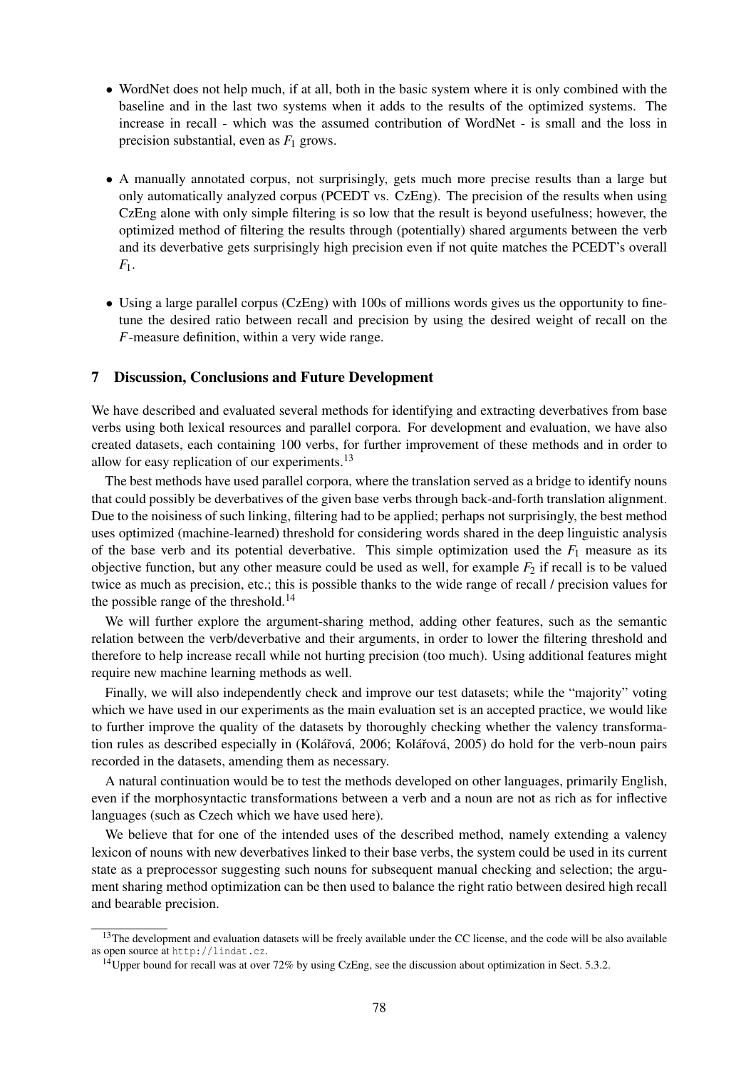- WordNet does not help much, if at all, both in the basic system where it is only combined with the baseline and in the last two systems when it adds to the results of the optimized systems. The increase in recall - which was the assumed contribution of WordNet - is small and the loss in precision substantial, even as $F_1$ grows.

- A manually annotated corpus, not surprisingly, gets much more precise results than a large but only automatically analyzed corpus (PCEDT vs. CzEng). The precision of the results when using CzEng alone with only simple filtering is so low that the result is beyond usefulness; however, the optimized method of filtering the results through (potentially) shared arguments between the verb and its deverbative gets surprisingly high precision even if not quite matches the PCEDT's overall $F_1$.

- Using a large parallel corpus (CzEng) with 100s of millions words gives us the opportunity to fine-tune the desired ratio between recall and precision by using the desired weight of recall on the $F$-measure definition, within a very wide range.

## 7 Discussion, Conclusions and Future Development

We have described and evaluated several methods for identifying and extracting deverbatives from base verbs using both lexical resources and parallel corpora. For development and evaluation, we have also created datasets, each containing 100 verbs, for further improvement of these methods and in order to allow for easy replication of our experiments.[13]

The best methods have used parallel corpora, where the translation served as a bridge to identify nouns that could possibly be deverbatives of the given base verbs through back-and-forth translation alignment. Due to the noisiness of such linking, filtering had to be applied; perhaps not surprisingly, the best method uses optimized (machine-learned) threshold for considering words shared in the deep linguistic analysis of the base verb and its potential deverbative. This simple optimization used the $F_1$ measure as its objective function, but any other measure could be used as well, for example $F_2$ if recall is to be valued twice as much as precision, etc.; this is possible thanks to the wide range of recall / precision values for the possible range of the threshold.[14]

We will further explore the argument-sharing method, adding other features, such as the semantic relation between the verb/deverbative and their arguments, in order to lower the filtering threshold and therefore to help increase recall while not hurting precision (too much). Using additional features might require new machine learning methods as well.

Finally, we will also independently check and improve our test datasets; while the "majority" voting which we have used in our experiments as the main evaluation set is an accepted practice, we would like to further improve the quality of the datasets by thoroughly checking whether the valency transformation rules as described especially in (Kolářová, 2006; Kolářová, 2005) do hold for the verb-noun pairs recorded in the datasets, amending them as necessary.

A natural continuation would be to test the methods developed on other languages, primarily English, even if the morphosyntactic transformations between a verb and a noun are not as rich as for inflective languages (such as Czech which we have used here).

We believe that for one of the intended uses of the described method, namely extending a valency lexicon of nouns with new deverbatives linked to their base verbs, the system could be used in its current state as a preprocessor suggesting such nouns for subsequent manual checking and selection; the argument sharing method optimization can be then used to balance the right ratio between desired high recall and bearable precision.

---

[13] The development and evaluation datasets will be freely available under the CC license, and the code will be also available as open source at http://lindat.cz.

[14] Upper bound for recall was at over 72% by using CzEng, see the discussion about optimization in Sect. 5.3.2.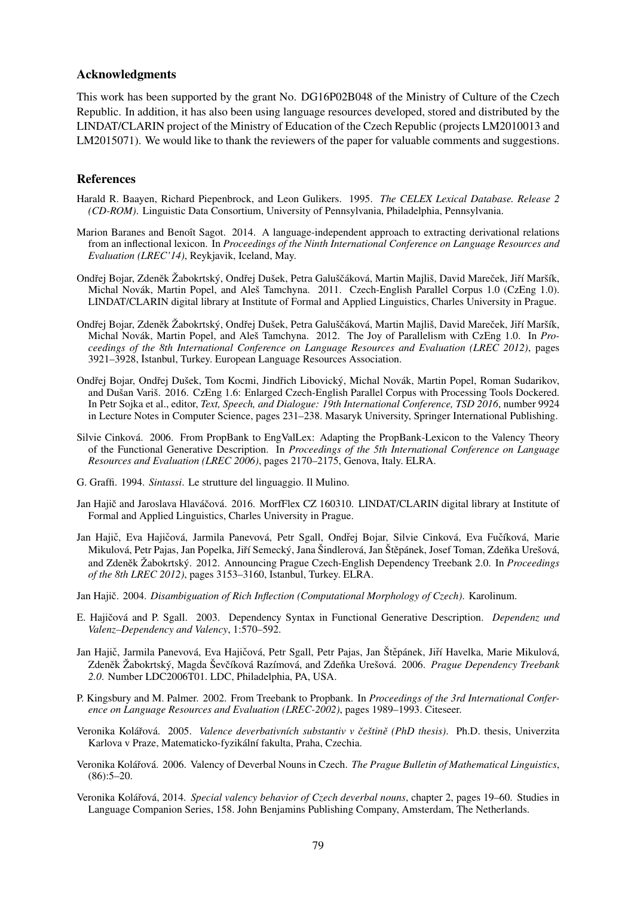## Acknowledgments

This work has been supported by the grant No. DG16P02B048 of the Ministry of Culture of the Czech Republic. In addition, it has also been using language resources developed, stored and distributed by the LINDAT/CLARIN project of the Ministry of Education of the Czech Republic (projects LM2010013 and LM2015071). We would like to thank the reviewers of the paper for valuable comments and suggestions.

## References

Harald R. Baayen, Richard Piepenbrock, and Leon Gulikers. 1995. *The CELEX Lexical Database. Release 2 (CD-ROM)*. Linguistic Data Consortium, University of Pennsylvania, Philadelphia, Pennsylvania.

Marion Baranes and Benoît Sagot. 2014. A language-independent approach to extracting derivational relations from an inflectional lexicon. In *Proceedings of the Ninth International Conference on Language Resources and Evaluation (LREC'14)*, Reykjavik, Iceland, May.

Ondřej Bojar, Zdeněk Žabokrtský, Ondřej Dušek, Petra Galuščáková, Martin Majliš, David Mareček, Jiří Maršík, Michal Novák, Martin Popel, and Aleš Tamchyna. 2011. Czech-English Parallel Corpus 1.0 (CzEng 1.0). LINDAT/CLARIN digital library at Institute of Formal and Applied Linguistics, Charles University in Prague.

Ondřej Bojar, Zdeněk Žabokrtský, Ondřej Dušek, Petra Galuščáková, Martin Majliš, David Mareček, Jiří Maršík, Michal Novák, Martin Popel, and Aleš Tamchyna. 2012. The Joy of Parallelism with CzEng 1.0. In *Proceedings of the 8th International Conference on Language Resources and Evaluation (LREC 2012)*, pages 3921–3928, İstanbul, Turkey. European Language Resources Association.

Ondřej Bojar, Ondřej Dušek, Tom Kocmi, Jindřich Libovický, Michal Novák, Martin Popel, Roman Sudarikov, and Dušan Variš. 2016. CzEng 1.6: Enlarged Czech-English Parallel Corpus with Processing Tools Dockered. In Petr Sojka et al., editor, *Text, Speech, and Dialogue: 19th International Conference, TSD 2016*, number 9924 in Lecture Notes in Computer Science, pages 231–238. Masaryk University, Springer International Publishing.

Silvie Cinková. 2006. From PropBank to EngValLex: Adapting the PropBank-Lexicon to the Valency Theory of the Functional Generative Description. In *Proceedings of the 5th International Conference on Language Resources and Evaluation (LREC 2006)*, pages 2170–2175, Genova, Italy. ELRA.

G. Graffi. 1994. *Sintassi*. Le strutture del linguaggio. Il Mulino.

Jan Hajič and Jaroslava Hlaváčová. 2016. MorfFlex CZ 160310. LINDAT/CLARIN digital library at Institute of Formal and Applied Linguistics, Charles University in Prague.

Jan Hajič, Eva Hajičová, Jarmila Panevová, Petr Sgall, Ondřej Bojar, Silvie Cinková, Eva Fučíková, Marie Mikulová, Petr Pajas, Jan Popelka, Jiří Semecký, Jana Šindlerová, Jan Štěpánek, Josef Toman, Zdeňka Urešová, and Zdeněk Žabokrtský. 2012. Announcing Prague Czech-English Dependency Treebank 2.0. In *Proceedings of the 8th LREC 2012)*, pages 3153–3160, Istanbul, Turkey. ELRA.

Jan Hajič. 2004. *Disambiguation of Rich Inflection (Computational Morphology of Czech)*. Karolinum.

E. Hajičová and P. Sgall. 2003. Dependency Syntax in Functional Generative Description. *Dependenz und Valenz–Dependency and Valency*, 1:570–592.

Jan Hajič, Jarmila Panevová, Eva Hajičová, Petr Sgall, Petr Pajas, Jan Štěpánek, Jiří Havelka, Marie Mikulová, Zdeněk Žabokrtský, Magda Ševčíková Razímová, and Zdeňka Urešová. 2006. *Prague Dependency Treebank 2.0*. Number LDC2006T01. LDC, Philadelphia, PA, USA.

P. Kingsbury and M. Palmer. 2002. From Treebank to Propbank. In *Proceedings of the 3rd International Conference on Language Resources and Evaluation (LREC-2002)*, pages 1989–1993. Citeseer.

Veronika Kolářová. 2005. *Valence deverbativních substantiv v češtině (PhD thesis)*. Ph.D. thesis, Univerzita Karlova v Praze, Matematicko-fyzikální fakulta, Praha, Czechia.

Veronika Kolářová. 2006. Valency of Deverbal Nouns in Czech. *The Prague Bulletin of Mathematical Linguistics*, (86):5–20.

Veronika Kolářová, 2014. *Special valency behavior of Czech deverbal nouns*, chapter 2, pages 19–60. Studies in Language Companion Series, 158. John Benjamins Publishing Company, Amsterdam, The Netherlands.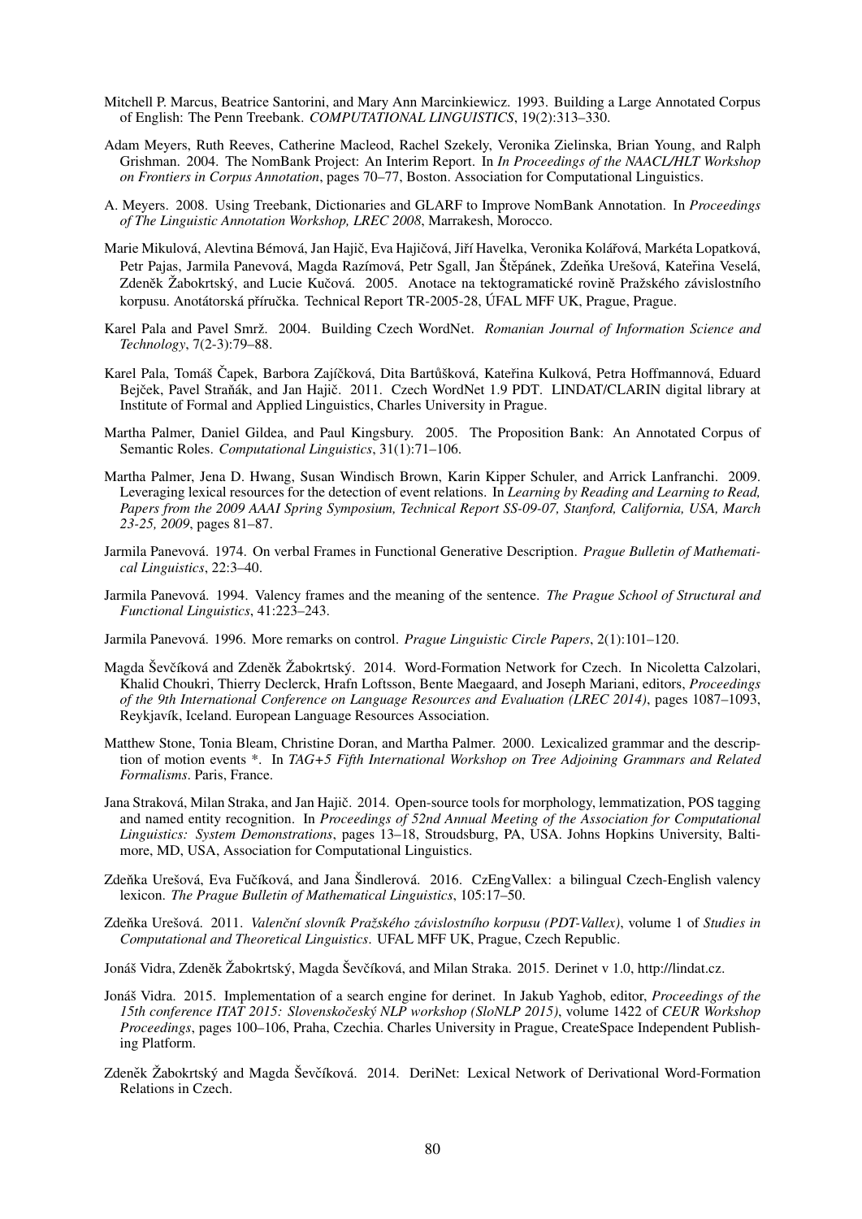Mitchell P. Marcus, Beatrice Santorini, and Mary Ann Marcinkiewicz. 1993. Building a Large Annotated Corpus of English: The Penn Treebank. *COMPUTATIONAL LINGUISTICS*, 19(2):313–330.

Adam Meyers, Ruth Reeves, Catherine Macleod, Rachel Szekely, Veronika Zielinska, Brian Young, and Ralph Grishman. 2004. The NomBank Project: An Interim Report. In *In Proceedings of the NAACL/HLT Workshop on Frontiers in Corpus Annotation*, pages 70–77, Boston. Association for Computational Linguistics.

A. Meyers. 2008. Using Treebank, Dictionaries and GLARF to Improve NomBank Annotation. In *Proceedings of The Linguistic Annotation Workshop, LREC 2008*, Marrakesh, Morocco.

Marie Mikulová, Alevtina Bémová, Jan Hajič, Eva Hajičová, Jiří Havelka, Veronika Kolářová, Markéta Lopatková, Petr Pajas, Jarmila Panevová, Magda Razímová, Petr Sgall, Jan Štěpánek, Zdeňka Urešová, Kateřina Veselá, Zdeněk Žabokrtský, and Lucie Kučová. 2005. Anotace na tektogramatické rovině Pražského závislostního korpusu. Anotátorská příručka. Technical Report TR-2005-28, ÚFAL MFF UK, Prague, Prague.

Karel Pala and Pavel Smrž. 2004. Building Czech WordNet. *Romanian Journal of Information Science and Technology*, 7(2-3):79–88.

Karel Pala, Tomáš Čapek, Barbora Zajíčková, Dita Bartůšková, Kateřina Kulková, Petra Hoffmannová, Eduard Bejček, Pavel Straňák, and Jan Hajič. 2011. Czech WordNet 1.9 PDT. LINDAT/CLARIN digital library at Institute of Formal and Applied Linguistics, Charles University in Prague.

Martha Palmer, Daniel Gildea, and Paul Kingsbury. 2005. The Proposition Bank: An Annotated Corpus of Semantic Roles. *Computational Linguistics*, 31(1):71–106.

Martha Palmer, Jena D. Hwang, Susan Windisch Brown, Karin Kipper Schuler, and Arrick Lanfranchi. 2009. Leveraging lexical resources for the detection of event relations. In *Learning by Reading and Learning to Read, Papers from the 2009 AAAI Spring Symposium, Technical Report SS-09-07, Stanford, California, USA, March 23-25, 2009*, pages 81–87.

Jarmila Panevová. 1974. On verbal Frames in Functional Generative Description. *Prague Bulletin of Mathematical Linguistics*, 22:3–40.

Jarmila Panevová. 1994. Valency frames and the meaning of the sentence. *The Prague School of Structural and Functional Linguistics*, 41:223–243.

Jarmila Panevová. 1996. More remarks on control. *Prague Linguistic Circle Papers*, 2(1):101–120.

Magda Ševčíková and Zdeněk Žabokrtský. 2014. Word-Formation Network for Czech. In Nicoletta Calzolari, Khalid Choukri, Thierry Declerck, Hrafn Loftsson, Bente Maegaard, and Joseph Mariani, editors, *Proceedings of the 9th International Conference on Language Resources and Evaluation (LREC 2014)*, pages 1087–1093, Reykjavík, Iceland. European Language Resources Association.

Matthew Stone, Tonia Bleam, Christine Doran, and Martha Palmer. 2000. Lexicalized grammar and the description of motion events *. In *TAG+5 Fifth International Workshop on Tree Adjoining Grammars and Related Formalisms*. Paris, France.

Jana Straková, Milan Straka, and Jan Hajič. 2014. Open-source tools for morphology, lemmatization, POS tagging and named entity recognition. In *Proceedings of 52nd Annual Meeting of the Association for Computational Linguistics: System Demonstrations*, pages 13–18, Stroudsburg, PA, USA. Johns Hopkins University, Baltimore, MD, USA, Association for Computational Linguistics.

Zdeňka Urešová, Eva Fučíková, and Jana Šindlerová. 2016. CzEngVallex: a bilingual Czech-English valency lexicon. *The Prague Bulletin of Mathematical Linguistics*, 105:17–50.

Zdeňka Urešová. 2011. *Valenční slovník Pražského závislostního korpusu (PDT-Vallex)*, volume 1 of *Studies in Computational and Theoretical Linguistics*. UFAL MFF UK, Prague, Czech Republic.

Jonáš Vidra, Zdeněk Žabokrtský, Magda Ševčíková, and Milan Straka. 2015. Derinet v 1.0, http://lindat.cz.

Jonáš Vidra. 2015. Implementation of a search engine for derinet. In Jakub Yaghob, editor, *Proceedings of the 15th conference ITAT 2015: Slovenskočeský NLP workshop (SloNLP 2015)*, volume 1422 of *CEUR Workshop Proceedings*, pages 100–106, Praha, Czechia. Charles University in Prague, CreateSpace Independent Publishing Platform.

Zdeněk Žabokrtský and Magda Ševčíková. 2014. DeriNet: Lexical Network of Derivational Word-Formation Relations in Czech.